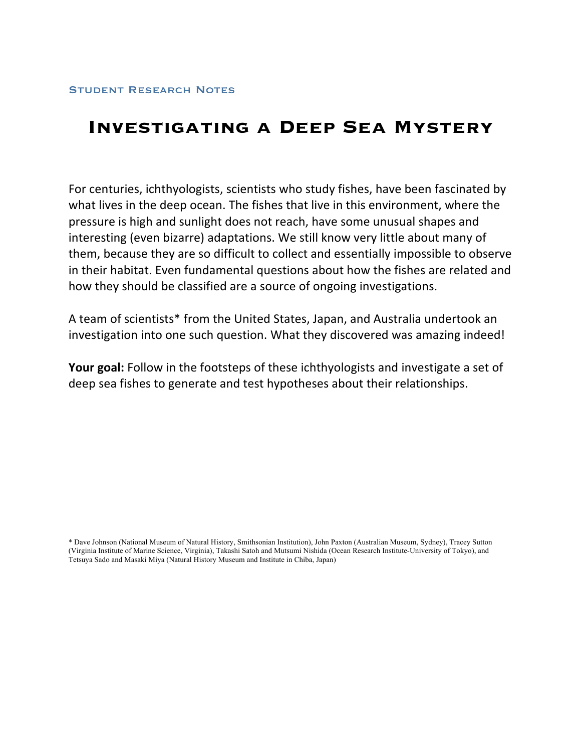STUDENT RESEARCH NOTES

# Investigating a Deep Sea Mystery

For centuries, ichthyologists, scientists who study fishes, have been fascinated by what lives in the deep ocean. The fishes that live in this environment, where the pressure is high and sunlight does not reach, have some unusual shapes and interesting (even bizarre) adaptations. We still know very little about many of them, because they are so difficult to collect and essentially impossible to observe in their habitat. Even fundamental questions about how the fishes are related and how they should be classified are a source of ongoing investigations.

A team of scientists* from the United States, Japan, and Australia undertook an investigation into one such question. What they discovered was amazing indeed!

**Your goal:** Follow in the footsteps of these ichthyologists and investigate a set of deep sea fishes to generate and test hypotheses about their relationships.

* Dave Johnson (National Museum of Natural History, Smithsonian Institution), John Paxton (Australian Museum, Sydney), Tracey Sutton (Virginia Institute of Marine Science, Virginia), Takashi Satoh and Mutsumi Nishida (Ocean Research Institute-University of Tokyo), and Tetsuya Sado and Masaki Miya (Natural History Museum and Institute in Chiba, Japan)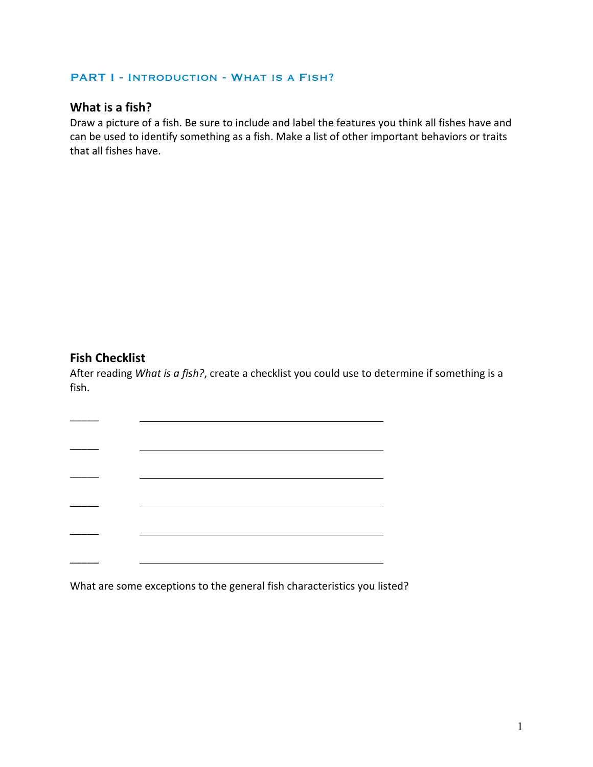## PART I - Introduction - What is a Fish?

### What is a fish?

Draw a picture of a fish. Be sure to include and label the features you think all fishes have and can be used to identify something as a fish. Make a list of other important behaviors or traits that all fishes have.

### Fish Checklist

After reading *What is a fish?*, create a checklist you could use to determine if something is a fish.

_____ ______________________________________________

_____ ______________________________________________

_____ ______________________________________________

_____ ______________________________________________

_____ ______________________________________________

_____ ______________________________________________

What are some exceptions to the general fish characteristics you listed?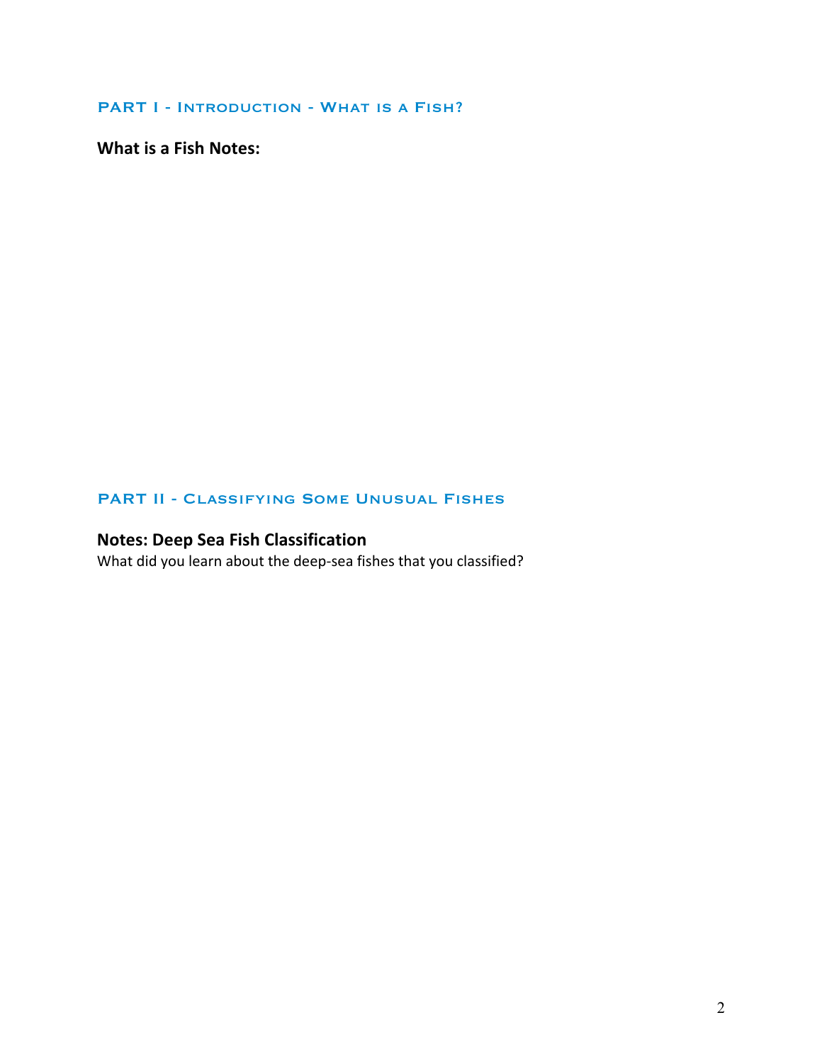## PART I - Introduction - What is a Fish?

**What is a Fish Notes:**

## PART II - Classifying Some Unusual Fishes

### Notes: Deep Sea Fish Classification

What did you learn about the deep-sea fishes that you classified?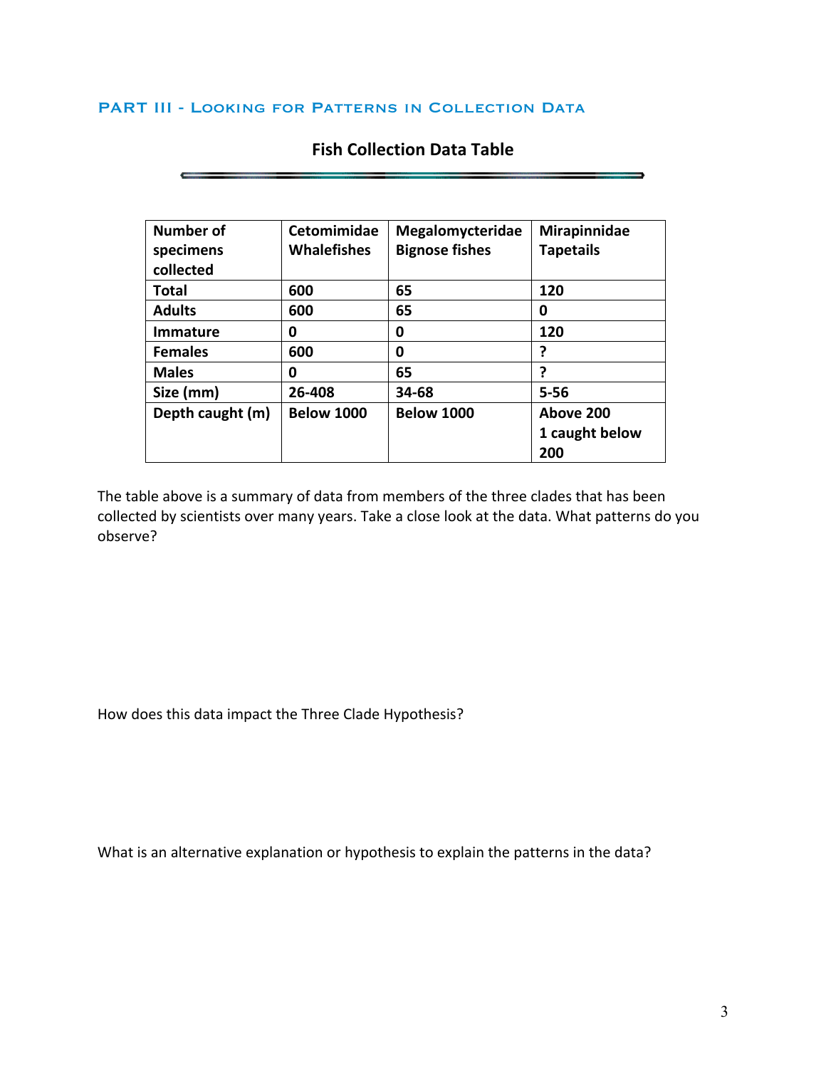## PART III - Looking for Patterns in Collection Data

### Fish Collection Data Table

| Number of specimens collected | Cetomimidae Whalefishes | Megalomycteridae Bignose fishes | Mirapinnidae Tapetails |
|---|---|---|---|
| Total | 600 | 65 | 120 |
| Adults | 600 | 65 | 0 |
| Immature | 0 | 0 | 120 |
| Females | 600 | 0 | ? |
| Males | 0 | 65 | ? |
| Size (mm) | 26-408 | 34-68 | 5-56 |
| Depth caught (m) | Below 1000 | Below 1000 | Above 200 1 caught below 200 |

The table above is a summary of data from members of the three clades that has been collected by scientists over many years. Take a close look at the data. What patterns do you observe?

How does this data impact the Three Clade Hypothesis?

What is an alternative explanation or hypothesis to explain the patterns in the data?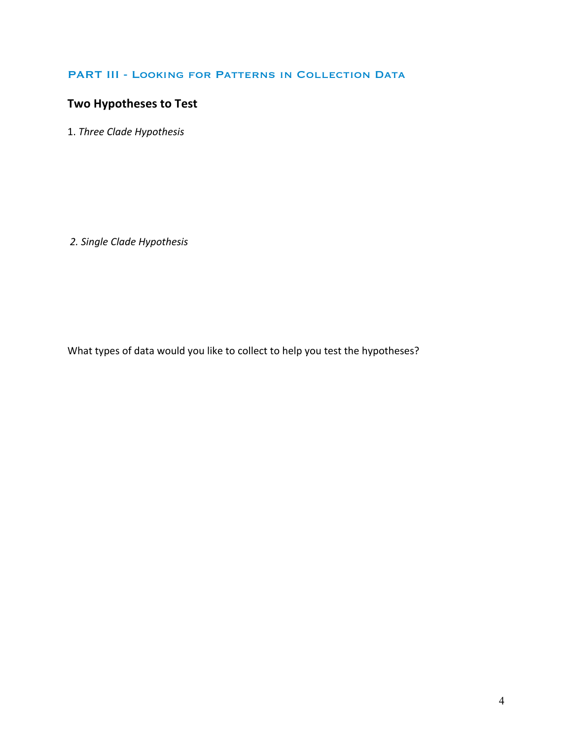## PART III - Looking for Patterns in Collection Data

### Two Hypotheses to Test

1. *Three Clade Hypothesis*

2. *Single Clade Hypothesis*

What types of data would you like to collect to help you test the hypotheses?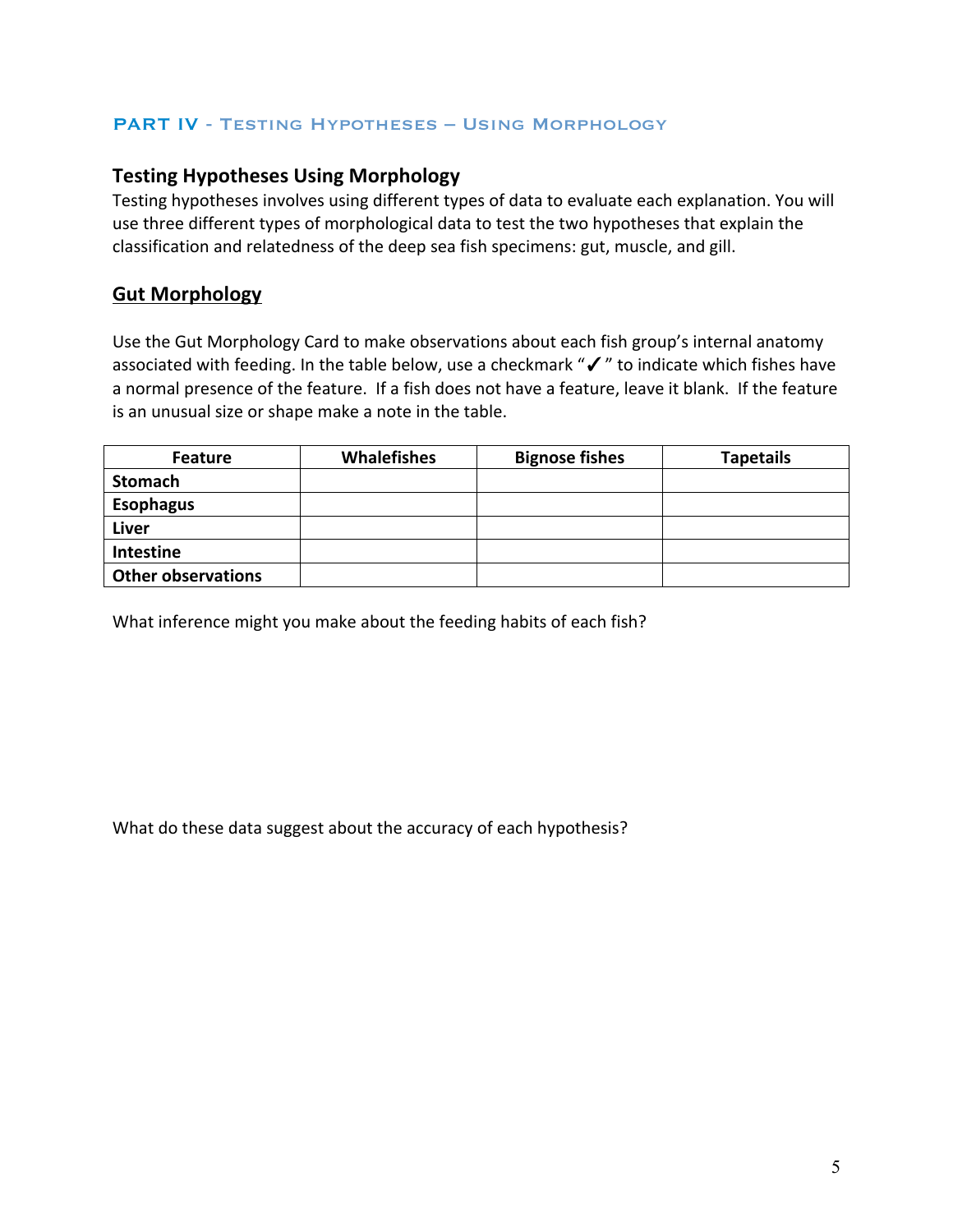## PART IV - Testing Hypotheses – Using Morphology

### Testing Hypotheses Using Morphology

Testing hypotheses involves using different types of data to evaluate each explanation. You will use three different types of morphological data to test the two hypotheses that explain the classification and relatedness of the deep sea fish specimens: gut, muscle, and gill.

### <u>Gut Morphology</u>

Use the Gut Morphology Card to make observations about each fish group's internal anatomy associated with feeding. In the table below, use a checkmark "✓" to indicate which fishes have a normal presence of the feature. If a fish does not have a feature, leave it blank. If the feature is an unusual size or shape make a note in the table.

| Feature | Whalefishes | Bignose fishes | Tapetails |
|---|---|---|---|
| **Stomach** | | | |
| **Esophagus** | | | |
| **Liver** | | | |
| **Intestine** | | | |
| **Other observations** | | | |

What inference might you make about the feeding habits of each fish?

What do these data suggest about the accuracy of each hypothesis?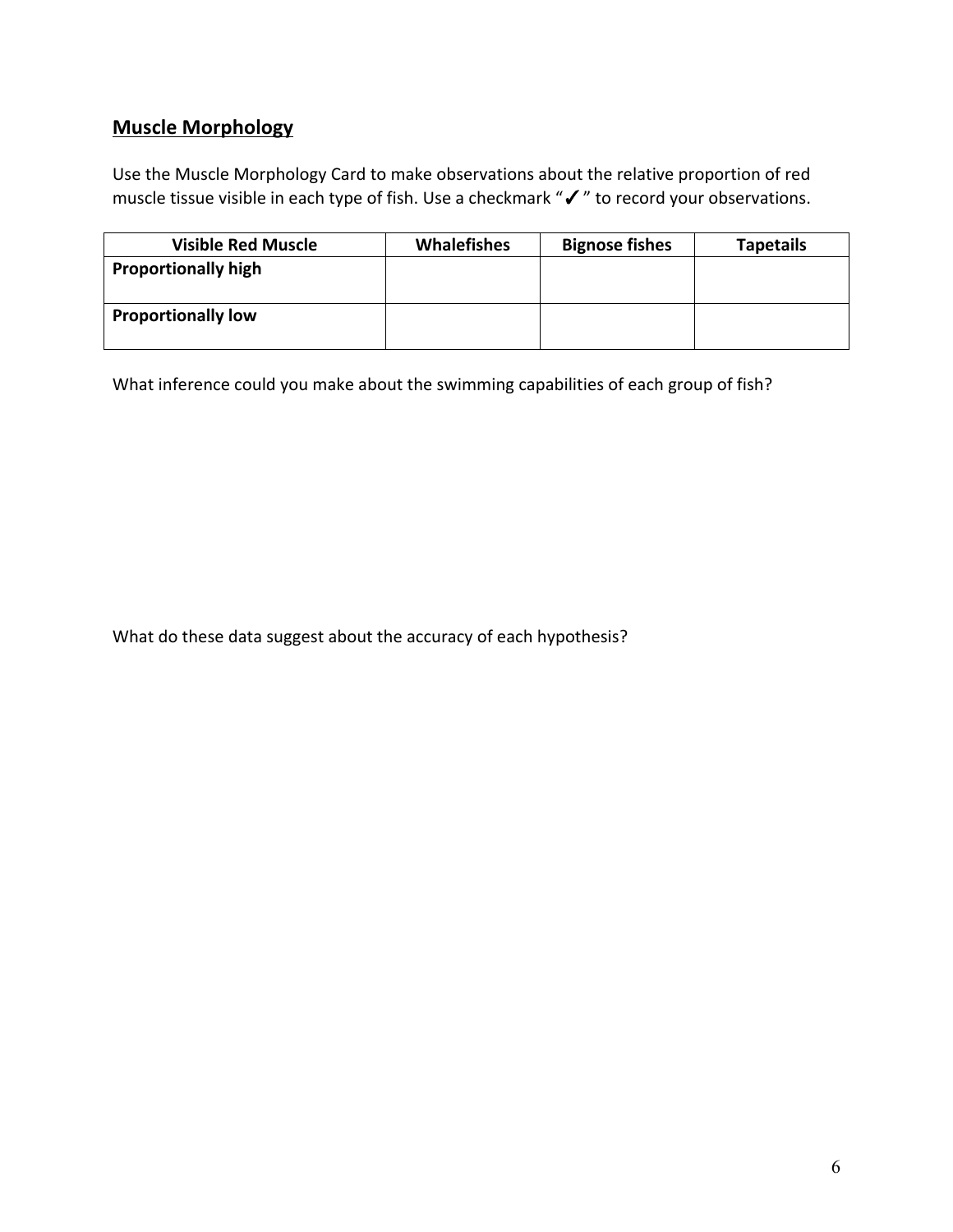## **Muscle Morphology**

Use the Muscle Morphology Card to make observations about the relative proportion of red muscle tissue visible in each type of fish. Use a checkmark "✓" to record your observations.

| Visible Red Muscle | Whalefishes | Bignose fishes | Tapetails |
| --- | --- | --- | --- |
| **Proportionally high** | | | |
| **Proportionally low** | | | |

What inference could you make about the swimming capabilities of each group of fish?

What do these data suggest about the accuracy of each hypothesis?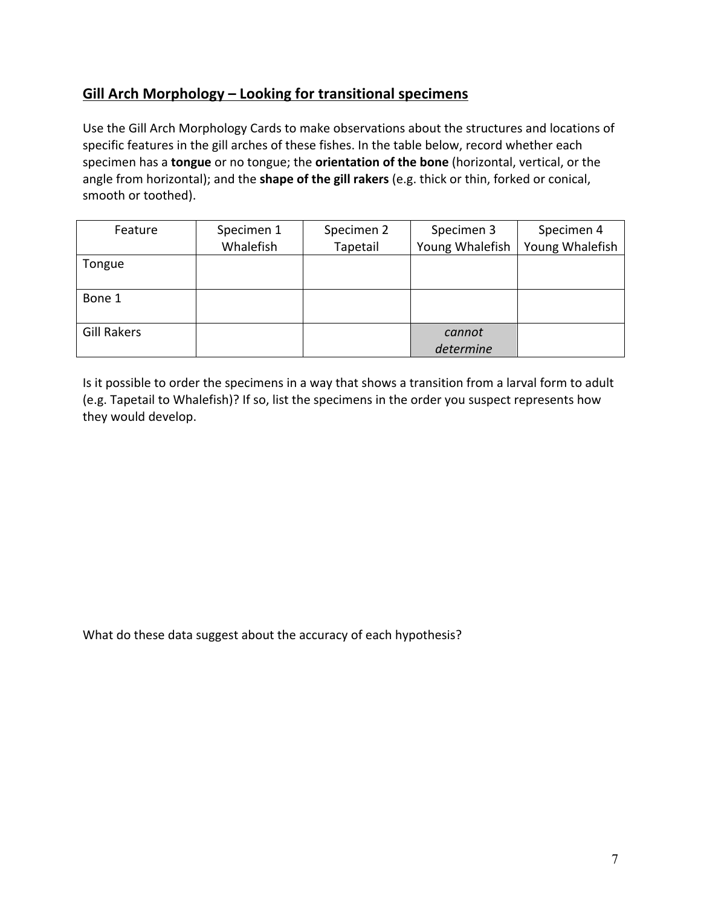## Gill Arch Morphology – Looking for transitional specimens

Use the Gill Arch Morphology Cards to make observations about the structures and locations of specific features in the gill arches of these fishes. In the table below, record whether each specimen has a **tongue** or no tongue; the **orientation of the bone** (horizontal, vertical, or the angle from horizontal); and the **shape of the gill rakers** (e.g. thick or thin, forked or conical, smooth or toothed).

| Feature | Specimen 1 Whalefish | Specimen 2 Tapetail | Specimen 3 Young Whalefish | Specimen 4 Young Whalefish |
|---|---|---|---|---|
| Tongue | | | | |
| Bone 1 | | | | |
| Gill Rakers | | | *cannot determine* | |

Is it possible to order the specimens in a way that shows a transition from a larval form to adult (e.g. Tapetail to Whalefish)? If so, list the specimens in the order you suspect represents how they would develop.

What do these data suggest about the accuracy of each hypothesis?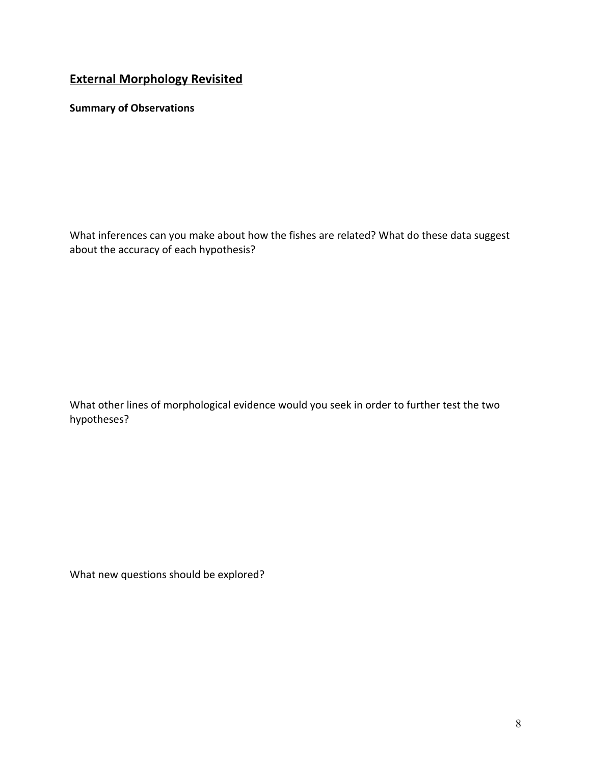## External Morphology Revisited

**Summary of Observations**

What inferences can you make about how the fishes are related? What do these data suggest about the accuracy of each hypothesis?

What other lines of morphological evidence would you seek in order to further test the two hypotheses?

What new questions should be explored?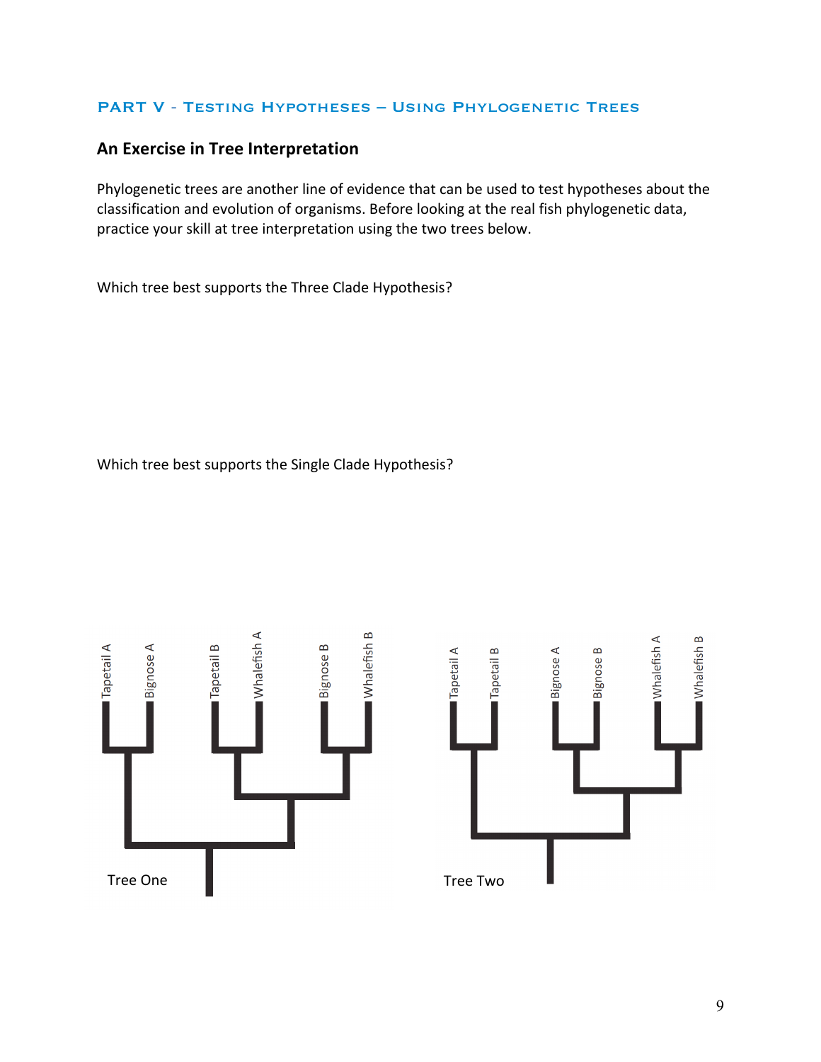## PART V - Testing Hypotheses – Using Phylogenetic Trees

### An Exercise in Tree Interpretation

Phylogenetic trees are another line of evidence that can be used to test hypotheses about the classification and evolution of organisms. Before looking at the real fish phylogenetic data, practice your skill at tree interpretation using the two trees below.

Which tree best supports the Three Clade Hypothesis?

Which tree best supports the Single Clade Hypothesis?

Tapetail A Bignose A Tapetail B Whalefish A Bignose B Whalefish B

Tree One

Tapetail A Tapetail B Bignose A Bignose B Whalefish A Whalefish B

Tree Two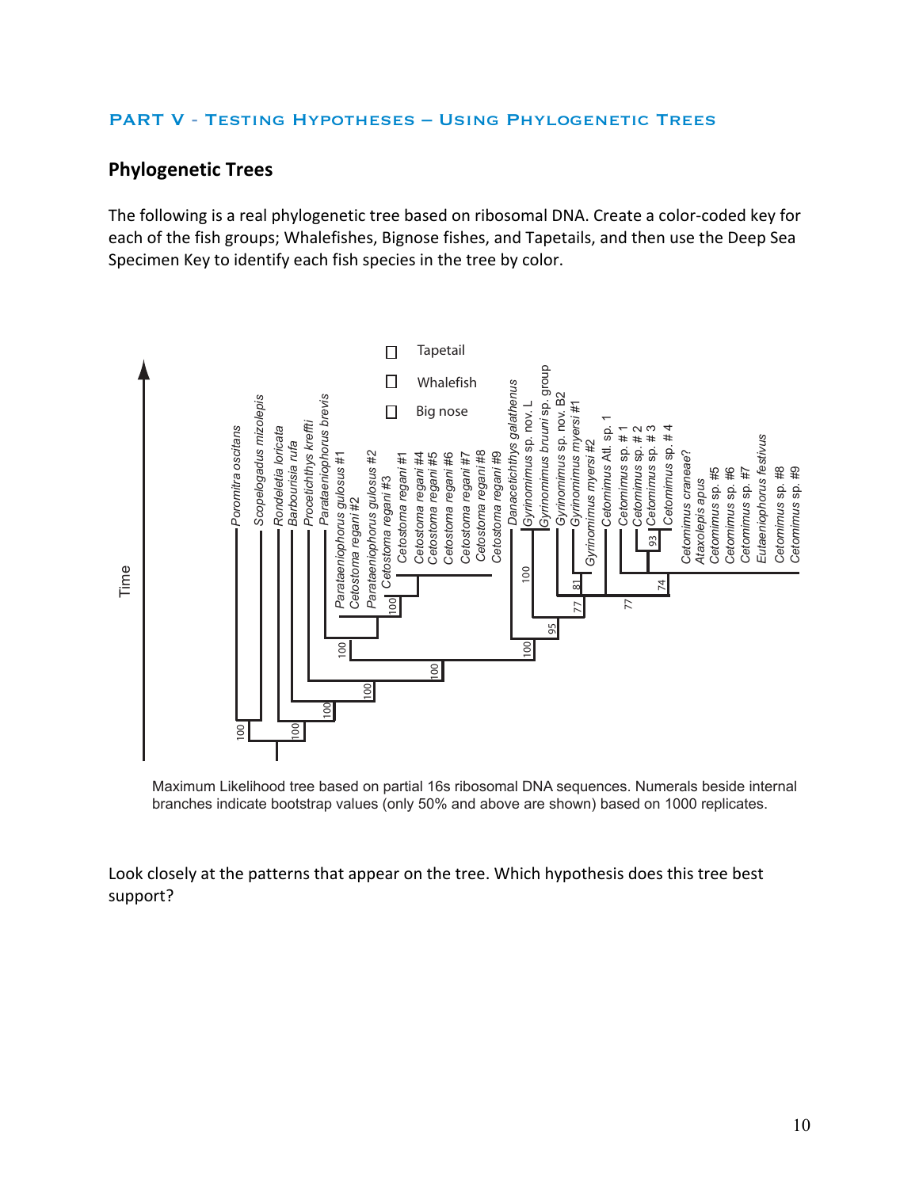## PART V - Testing Hypotheses – Using Phylogenetic Trees

### Phylogenetic Trees

The following is a real phylogenetic tree based on ribosomal DNA. Create a color-coded key for each of the fish groups; Whalefishes, Bignose fishes, and Tapetails, and then use the Deep Sea Specimen Key to identify each fish species in the tree by color.

☐ Tapetail

☐ Whalefish

☐ Big nose

Time

*Poromitra oscitans*, *Scopelogadus mizolepis*, *Rondeletia loricata*, *Barbourisia rufa*, *Procetichthys kreffti*, *Parataeniophorus brevis*, *Parataeniophorus gulosus #1*, *Cetostoma regani #2*, *Parataeniophorus gulosus #2*, *Cetostoma regani #3*, *Cetostoma regani #1*, *Cetostoma regani #4*, *Cetostoma regani #5*, *Cetostoma regani #6*, *Cetostoma regani #7*, *Cetostoma regani #8*, *Cetostoma regani #9*, *Danacetichthys galathenus*, *Gyrinomimus* sp. nov. L, *Gyrinomimus bruuni* sp. group, *Gyrinomimus* sp. nov. B2, *Gyrinomimus myersi #1*, *Gyrinomimus myersi #2*, *Cetomimus* Atl. sp. 1, *Cetomimus* sp. # 1, *Cetomimus* sp. # 2, *Cetomimus* sp. # 3, *Cetomimus* sp. # 4, *Cetomimus craneae?*, *Ataxolepis apus*, *Cetomimus* sp. #5, *Cetomimus* sp. #6, *Cetomimus* sp. #7, *Eutaeniophorus festivus*, *Cetomimus* sp. #8, *Cetomimus* sp. #9

Maximum Likelihood tree based on partial 16s ribosomal DNA sequences. Numerals beside internal branches indicate bootstrap values (only 50% and above are shown) based on 1000 replicates.

Look closely at the patterns that appear on the tree. Which hypothesis does this tree best support?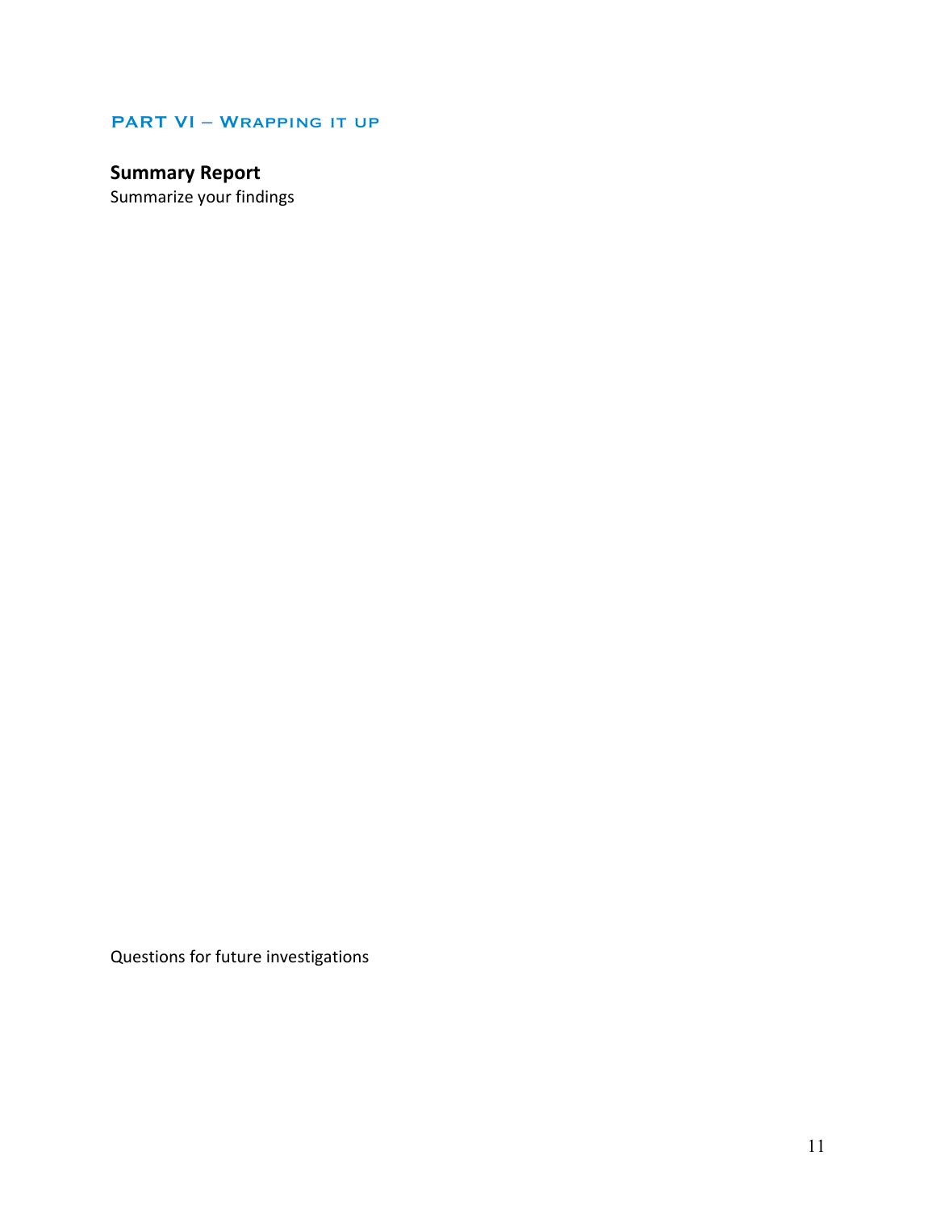## PART VI – Wrapping it up

### Summary Report

Summarize your findings

Questions for future investigations